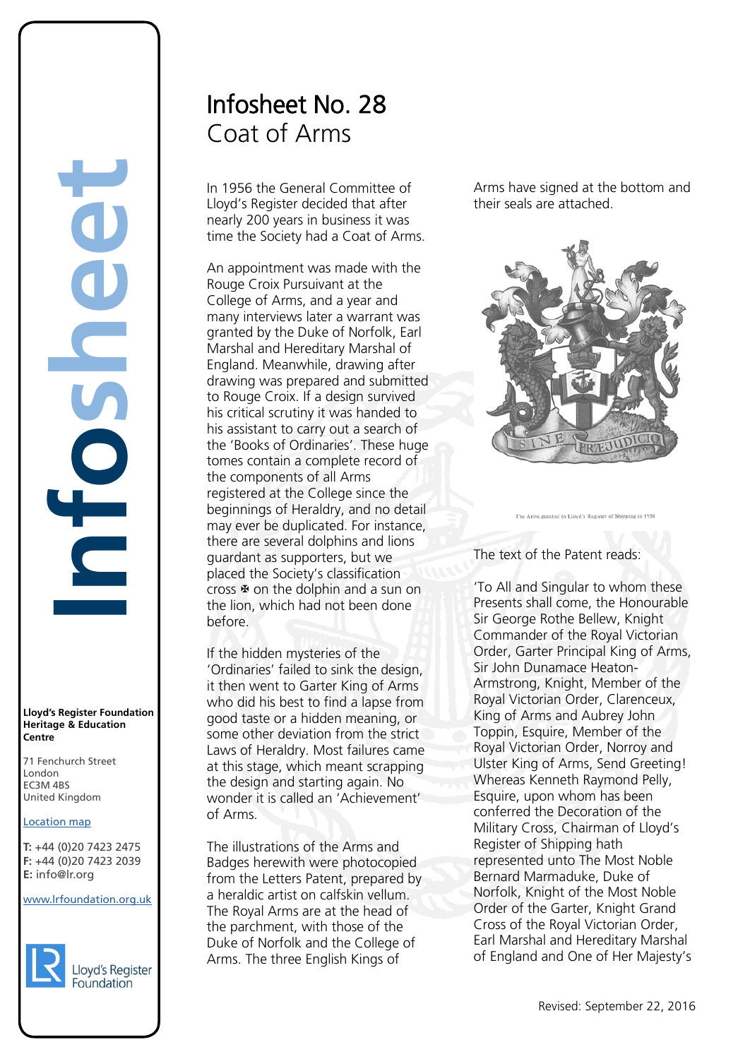# Infosheet No. 28
## Coat of Arms

In 1956 the General Committee of Lloyd's Register decided that after nearly 200 years in business it was time the Society had a Coat of Arms.

An appointment was made with the Rouge Croix Pursuivant at the College of Arms, and a year and many interviews later a warrant was granted by the Duke of Norfolk, Earl Marshal and Hereditary Marshal of England. Meanwhile, drawing after drawing was prepared and submitted to Rouge Croix. If a design survived his critical scrutiny it was handed to his assistant to carry out a search of the 'Books of Ordinaries'. These huge tomes contain a complete record of the components of all Arms registered at the College since the beginnings of Heraldry, and no detail may ever be duplicated. For instance, there are several dolphins and lions guardant as supporters, but we placed the Society's classification cross ✠ on the dolphin and a sun on the lion, which had not been done before.

If the hidden mysteries of the 'Ordinaries' failed to sink the design, it then went to Garter King of Arms who did his best to find a lapse from good taste or a hidden meaning, or some other deviation from the strict Laws of Heraldry. Most failures came at this stage, which meant scrapping the design and starting again. No wonder it is called an 'Achievement' of Arms.

The illustrations of the Arms and Badges herewith were photocopied from the Letters Patent, prepared by a heraldic artist on calfskin vellum. The Royal Arms are at the head of the parchment, with those of the Duke of Norfolk and the College of Arms. The three English Kings of Arms have signed at the bottom and their seals are attached.

The Arms granted to Lloyd's Register of Shipping in 1958

The text of the Patent reads:

'To All and Singular to whom these Presents shall come, the Honourable Sir George Rothe Bellew, Knight Commander of the Royal Victorian Order, Garter Principal King of Arms, Sir John Dunamace Heaton-Armstrong, Knight, Member of the Royal Victorian Order, Clarenceux, King of Arms and Aubrey John Toppin, Esquire, Member of the Royal Victorian Order, Norroy and Ulster King of Arms, Send Greeting! Whereas Kenneth Raymond Pelly, Esquire, upon whom has been conferred the Decoration of the Military Cross, Chairman of Lloyd's Register of Shipping hath represented unto The Most Noble Bernard Marmaduke, Duke of Norfolk, Knight of the Most Noble Order of the Garter, Knight Grand Cross of the Royal Victorian Order, Earl Marshal and Hereditary Marshal of England and One of Her Majesty's

**Lloyd's Register Foundation Heritage & Education Centre**

71 Fenchurch Street
London
EC3M 4BS
United Kingdom

Location map

**T:** +44 (0)20 7423 2475
**F:** +44 (0)20 7423 2039
**E:** info@lr.org

www.lrfoundation.org.uk

Revised: September 22, 2016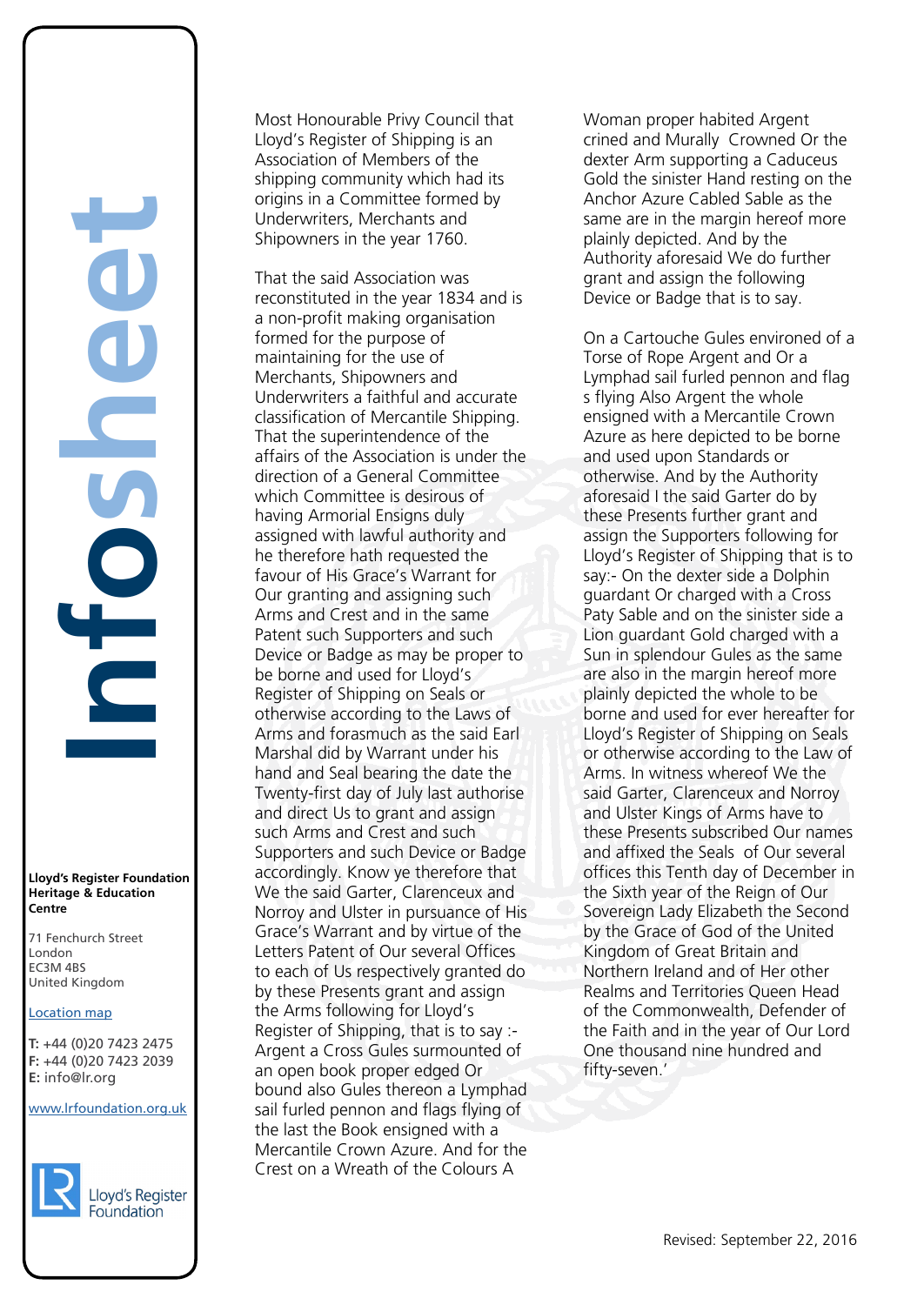Most Honourable Privy Council that Lloyd's Register of Shipping is an Association of Members of the shipping community which had its origins in a Committee formed by Underwriters, Merchants and Shipowners in the year 1760.

That the said Association was reconstituted in the year 1834 and is a non-profit making organisation formed for the purpose of maintaining for the use of Merchants, Shipowners and Underwriters a faithful and accurate classification of Mercantile Shipping. That the superintendence of the affairs of the Association is under the direction of a General Committee which Committee is desirous of having Armorial Ensigns duly assigned with lawful authority and he therefore hath requested the favour of His Grace's Warrant for Our granting and assigning such Arms and Crest and in the same Patent such Supporters and such Device or Badge as may be proper to be borne and used for Lloyd's Register of Shipping on Seals or otherwise according to the Laws of Arms and forasmuch as the said Earl Marshal did by Warrant under his hand and Seal bearing the date the Twenty-first day of July last authorise and direct Us to grant and assign such Arms and Crest and such Supporters and such Device or Badge accordingly. Know ye therefore that We the said Garter, Clarenceux and Norroy and Ulster in pursuance of His Grace's Warrant and by virtue of the Letters Patent of Our several Offices to each of Us respectively granted do by these Presents grant and assign the Arms following for Lloyd's Register of Shipping, that is to say :- Argent a Cross Gules surmounted of an open book proper edged Or bound also Gules thereon a Lymphad sail furled pennon and flags flying of the last the Book ensigned with a Mercantile Crown Azure. And for the Crest on a Wreath of the Colours A Woman proper habited Argent crined and Murally Crowned Or the dexter Arm supporting a Caduceus Gold the sinister Hand resting on the Anchor Azure Cabled Sable as the same are in the margin hereof more plainly depicted. And by the Authority aforesaid We do further grant and assign the following Device or Badge that is to say.

On a Cartouche Gules environed of a Torse of Rope Argent and Or a Lymphad sail furled pennon and flag s flying Also Argent the whole ensigned with a Mercantile Crown Azure as here depicted to be borne and used upon Standards or otherwise. And by the Authority aforesaid I the said Garter do by these Presents further grant and assign the Supporters following for Lloyd's Register of Shipping that is to say:- On the dexter side a Dolphin guardant Or charged with a Cross Paty Sable and on the sinister side a Lion guardant Gold charged with a Sun in splendour Gules as the same are also in the margin hereof more plainly depicted the whole to be borne and used for ever hereafter for Lloyd's Register of Shipping on Seals or otherwise according to the Law of Arms. In witness whereof We the said Garter, Clarenceux and Norroy and Ulster Kings of Arms have to these Presents subscribed Our names and affixed the Seals of Our several offices this Tenth day of December in the Sixth year of the Reign of Our Sovereign Lady Elizabeth the Second by the Grace of God of the United Kingdom of Great Britain and Northern Ireland and of Her other Realms and Territories Queen Head of the Commonwealth, Defender of the Faith and in the year of Our Lord One thousand nine hundred and fifty-seven.'

**Lloyd's Register Foundation Heritage & Education Centre**

71 Fenchurch Street
London
EC3M 4BS
United Kingdom

Location map

**T:** +44 (0)20 7423 2475
**F:** +44 (0)20 7423 2039
**E:** info@lr.org

www.lrfoundation.org.uk

Revised: September 22, 2016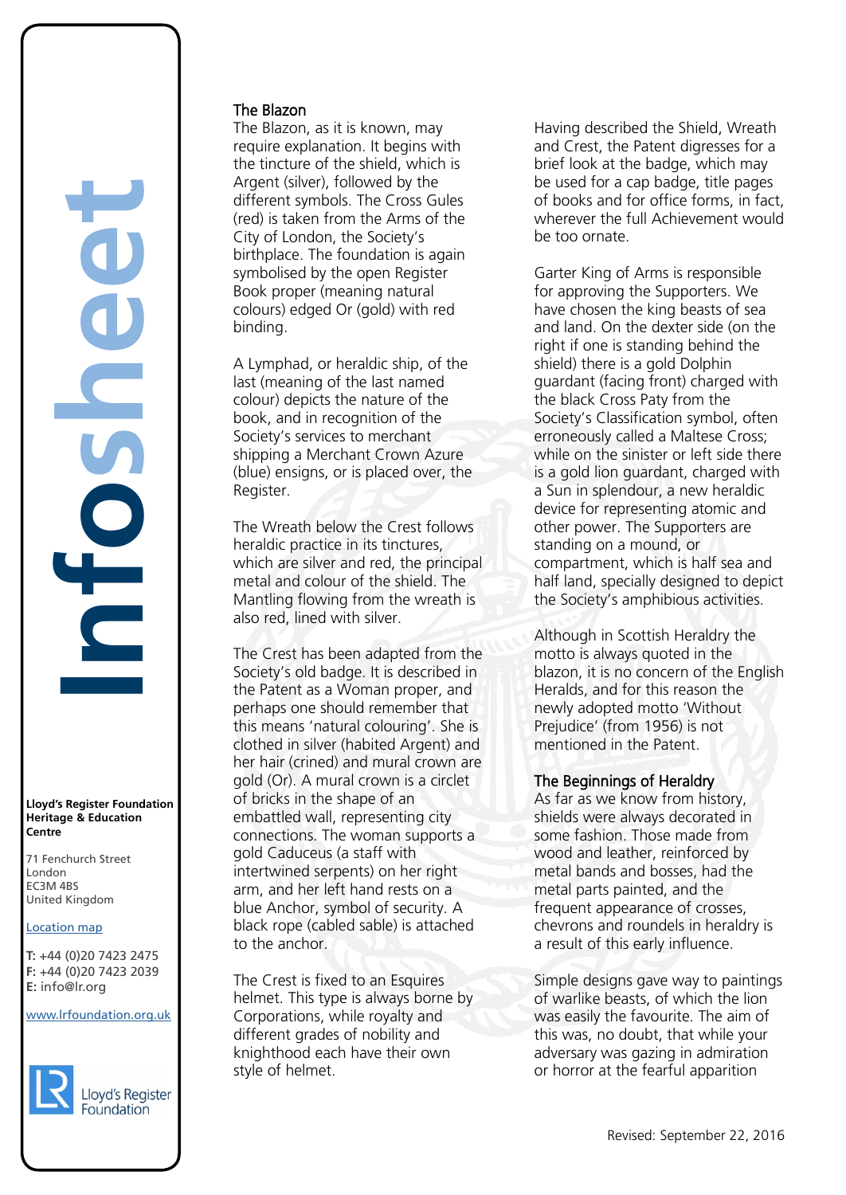## The Blazon

The Blazon, as it is known, may require explanation. It begins with the tincture of the shield, which is Argent (silver), followed by the different symbols. The Cross Gules (red) is taken from the Arms of the City of London, the Society's birthplace. The foundation is again symbolised by the open Register Book proper (meaning natural colours) edged Or (gold) with red binding.

A Lymphad, or heraldic ship, of the last (meaning of the last named colour) depicts the nature of the book, and in recognition of the Society's services to merchant shipping a Merchant Crown Azure (blue) ensigns, or is placed over, the Register.

The Wreath below the Crest follows heraldic practice in its tinctures, which are silver and red, the principal metal and colour of the shield. The Mantling flowing from the wreath is also red, lined with silver.

The Crest has been adapted from the Society's old badge. It is described in the Patent as a Woman proper, and perhaps one should remember that this means 'natural colouring'. She is clothed in silver (habited Argent) and her hair (crined) and mural crown are gold (Or). A mural crown is a circlet of bricks in the shape of an embattled wall, representing city connections. The woman supports a gold Caduceus (a staff with intertwined serpents) on her right arm, and her left hand rests on a blue Anchor, symbol of security. A black rope (cabled sable) is attached to the anchor.

The Crest is fixed to an Esquires helmet. This type is always borne by Corporations, while royalty and different grades of nobility and knighthood each have their own style of helmet.

Having described the Shield, Wreath and Crest, the Patent digresses for a brief look at the badge, which may be used for a cap badge, title pages of books and for office forms, in fact, wherever the full Achievement would be too ornate.

Garter King of Arms is responsible for approving the Supporters. We have chosen the king beasts of sea and land. On the dexter side (on the right if one is standing behind the shield) there is a gold Dolphin guardant (facing front) charged with the black Cross Paty from the Society's Classification symbol, often erroneously called a Maltese Cross; while on the sinister or left side there is a gold lion guardant, charged with a Sun in splendour, a new heraldic device for representing atomic and other power. The Supporters are standing on a mound, or compartment, which is half sea and half land, specially designed to depict the Society's amphibious activities.

Although in Scottish Heraldry the motto is always quoted in the blazon, it is no concern of the English Heralds, and for this reason the newly adopted motto 'Without Prejudice' (from 1956) is not mentioned in the Patent.

## The Beginnings of Heraldry

As far as we know from history, shields were always decorated in some fashion. Those made from wood and leather, reinforced by metal bands and bosses, had the metal parts painted, and the frequent appearance of crosses, chevrons and roundels in heraldry is a result of this early influence.

Simple designs gave way to paintings of warlike beasts, of which the lion was easily the favourite. The aim of this was, no doubt, that while your adversary was gazing in admiration or horror at the fearful apparition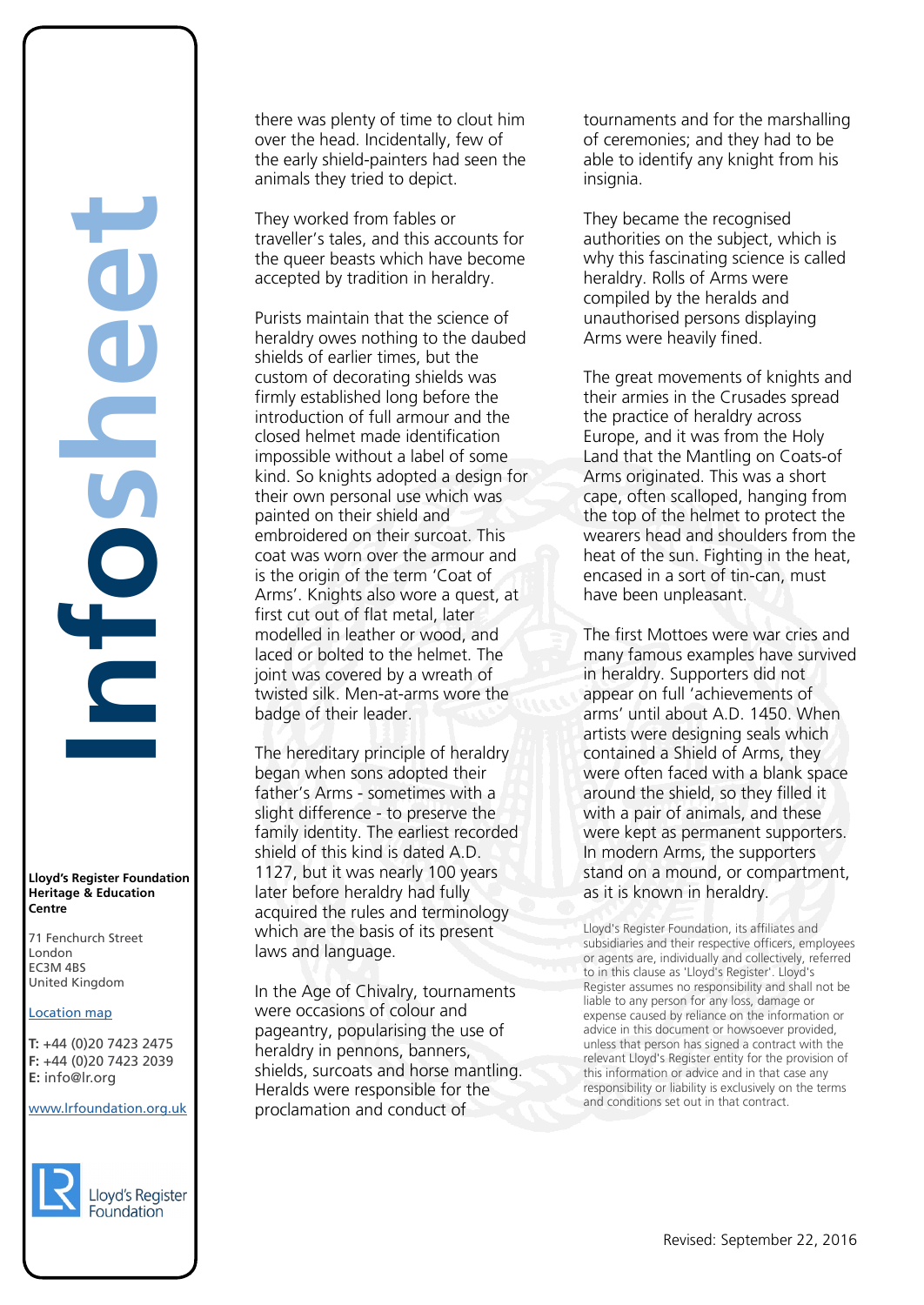there was plenty of time to clout him over the head. Incidentally, few of the early shield-painters had seen the animals they tried to depict.

They worked from fables or traveller's tales, and this accounts for the queer beasts which have become accepted by tradition in heraldry.

Purists maintain that the science of heraldry owes nothing to the daubed shields of earlier times, but the custom of decorating shields was firmly established long before the introduction of full armour and the closed helmet made identification impossible without a label of some kind. So knights adopted a design for their own personal use which was painted on their shield and embroidered on their surcoat. This coat was worn over the armour and is the origin of the term 'Coat of Arms'. Knights also wore a quest, at first cut out of flat metal, later modelled in leather or wood, and laced or bolted to the helmet. The joint was covered by a wreath of twisted silk. Men-at-arms wore the badge of their leader.

The hereditary principle of heraldry began when sons adopted their father's Arms - sometimes with a slight difference - to preserve the family identity. The earliest recorded shield of this kind is dated A.D. 1127, but it was nearly 100 years later before heraldry had fully acquired the rules and terminology which are the basis of its present laws and language.

In the Age of Chivalry, tournaments were occasions of colour and pageantry, popularising the use of heraldry in pennons, banners, shields, surcoats and horse mantling. Heralds were responsible for the proclamation and conduct of tournaments and for the marshalling of ceremonies; and they had to be able to identify any knight from his insignia.

They became the recognised authorities on the subject, which is why this fascinating science is called heraldry. Rolls of Arms were compiled by the heralds and unauthorised persons displaying Arms were heavily fined.

The great movements of knights and their armies in the Crusades spread the practice of heraldry across Europe, and it was from the Holy Land that the Mantling on Coats-of Arms originated. This was a short cape, often scalloped, hanging from the top of the helmet to protect the wearers head and shoulders from the heat of the sun. Fighting in the heat, encased in a sort of tin-can, must have been unpleasant.

The first Mottoes were war cries and many famous examples have survived in heraldry. Supporters did not appear on full 'achievements of arms' until about A.D. 1450. When artists were designing seals which contained a Shield of Arms, they were often faced with a blank space around the shield, so they filled it with a pair of animals, and these were kept as permanent supporters. In modern Arms, the supporters stand on a mound, or compartment, as it is known in heraldry.

Lloyd's Register Foundation, its affiliates and subsidiaries and their respective officers, employees or agents are, individually and collectively, referred to in this clause as 'Lloyd's Register'. Lloyd's Register assumes no responsibility and shall not be liable to any person for any loss, damage or expense caused by reliance on the information or advice in this document or howsoever provided, unless that person has signed a contract with the relevant Lloyd's Register entity for the provision of this information or advice and in that case any responsibility or liability is exclusively on the terms and conditions set out in that contract.

Revised: September 22, 2016

# Infosheet

**Lloyd's Register Foundation Heritage & Education Centre**

71 Fenchurch Street
London
EC3M 4BS
United Kingdom

Location map

**T:** +44 (0)20 7423 2475
**F:** +44 (0)20 7423 2039
**E:** info@lr.org

www.lrfoundation.org.uk

Lloyd's Register Foundation